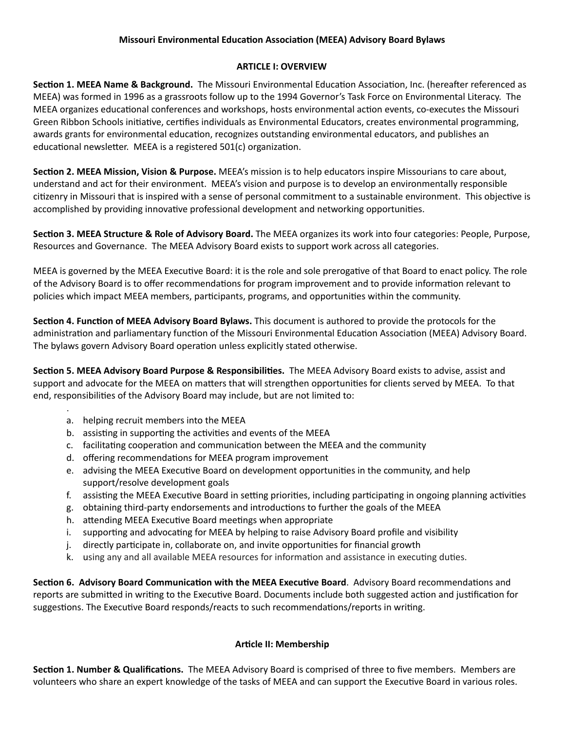# Missouri Environmental Education Association (MEEA) Advisory Board Bylaws

## ARTICLE I: OVERVIEW

**Section 1. MEEA Name & Background.** The Missouri Environmental Education Association, Inc. (hereafter referenced as MEEA) was formed in 1996 as a grassroots follow up to the 1994 Governor's Task Force on Environmental Literacy. The MEEA organizes educational conferences and workshops, hosts environmental action events, co-executes the Missouri Green Ribbon Schools initiative, certifies individuals as Environmental Educators, creates environmental programming, awards grants for environmental education, recognizes outstanding environmental educators, and publishes an educational newsletter. MEEA is a registered 501(c) organization.

**Section 2. MEEA Mission, Vision & Purpose.** MEEA's mission is to help educators inspire Missourians to care about, understand and act for their environment. MEEA's vision and purpose is to develop an environmentally responsible citizenry in Missouri that is inspired with a sense of personal commitment to a sustainable environment. This objective is accomplished by providing innovative professional development and networking opportunities.

**Section 3. MEEA Structure & Role of Advisory Board.** The MEEA organizes its work into four categories: People, Purpose, Resources and Governance. The MEEA Advisory Board exists to support work across all categories.

MEEA is governed by the MEEA Executive Board: it is the role and sole prerogative of that Board to enact policy. The role of the Advisory Board is to offer recommendations for program improvement and to provide information relevant to policies which impact MEEA members, participants, programs, and opportunities within the community.

**Section 4. Function of MEEA Advisory Board Bylaws.** This document is authored to provide the protocols for the administration and parliamentary function of the Missouri Environmental Education Association (MEEA) Advisory Board. The bylaws govern Advisory Board operation unless explicitly stated otherwise.

**Section 5. MEEA Advisory Board Purpose & Responsibilities.** The MEEA Advisory Board exists to advise, assist and support and advocate for the MEEA on matters that will strengthen opportunities for clients served by MEEA. To that end, responsibilities of the Advisory Board may include, but are not limited to:

a. helping recruit members into the MEEA
b. assisting in supporting the activities and events of the MEEA
c. facilitating cooperation and communication between the MEEA and the community
d. offering recommendations for MEEA program improvement
e. advising the MEEA Executive Board on development opportunities in the community, and help support/resolve development goals
f. assisting the MEEA Executive Board in setting priorities, including participating in ongoing planning activities
g. obtaining third-party endorsements and introductions to further the goals of the MEEA
h. attending MEEA Executive Board meetings when appropriate
i. supporting and advocating for MEEA by helping to raise Advisory Board profile and visibility
j. directly participate in, collaborate on, and invite opportunities for financial growth
k. using any and all available MEEA resources for information and assistance in executing duties.

**Section 6. Advisory Board Communication with the MEEA Executive Board**. Advisory Board recommendations and reports are submitted in writing to the Executive Board. Documents include both suggested action and justification for suggestions. The Executive Board responds/reacts to such recommendations/reports in writing.

## Article II: Membership

**Section 1. Number & Qualifications.** The MEEA Advisory Board is comprised of three to five members. Members are volunteers who share an expert knowledge of the tasks of MEEA and can support the Executive Board in various roles.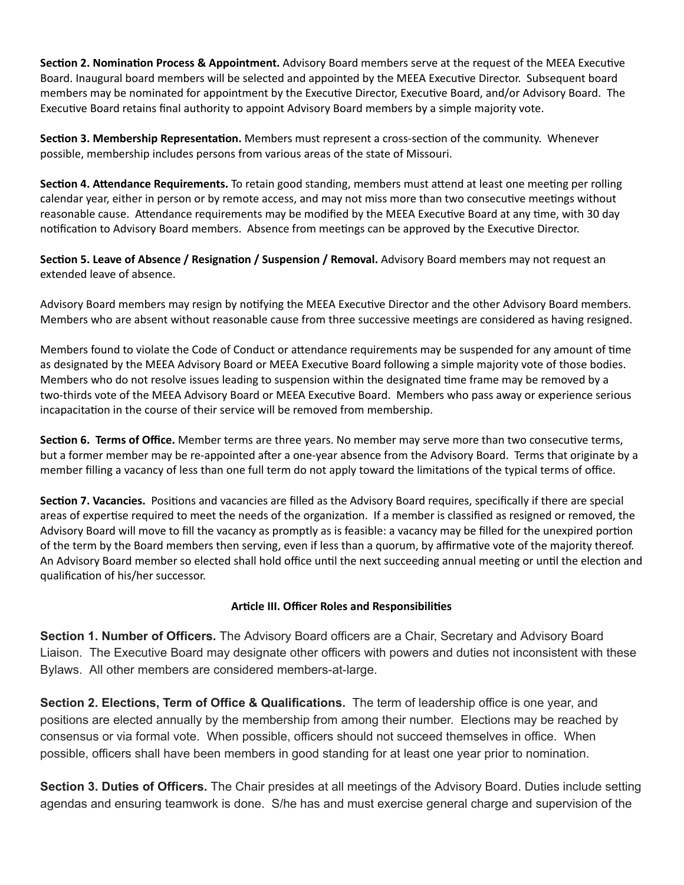**Section 2. Nomination Process & Appointment.** Advisory Board members serve at the request of the MEEA Executive Board. Inaugural board members will be selected and appointed by the MEEA Executive Director. Subsequent board members may be nominated for appointment by the Executive Director, Executive Board, and/or Advisory Board. The Executive Board retains final authority to appoint Advisory Board members by a simple majority vote.

**Section 3. Membership Representation.** Members must represent a cross-section of the community. Whenever possible, membership includes persons from various areas of the state of Missouri.

**Section 4. Attendance Requirements.** To retain good standing, members must attend at least one meeting per rolling calendar year, either in person or by remote access, and may not miss more than two consecutive meetings without reasonable cause. Attendance requirements may be modified by the MEEA Executive Board at any time, with 30 day notification to Advisory Board members. Absence from meetings can be approved by the Executive Director.

**Section 5. Leave of Absence / Resignation / Suspension / Removal.** Advisory Board members may not request an extended leave of absence.

Advisory Board members may resign by notifying the MEEA Executive Director and the other Advisory Board members. Members who are absent without reasonable cause from three successive meetings are considered as having resigned.

Members found to violate the Code of Conduct or attendance requirements may be suspended for any amount of time as designated by the MEEA Advisory Board or MEEA Executive Board following a simple majority vote of those bodies. Members who do not resolve issues leading to suspension within the designated time frame may be removed by a two-thirds vote of the MEEA Advisory Board or MEEA Executive Board. Members who pass away or experience serious incapacitation in the course of their service will be removed from membership.

**Section 6. Terms of Office.** Member terms are three years. No member may serve more than two consecutive terms, but a former member may be re-appointed after a one-year absence from the Advisory Board. Terms that originate by a member filling a vacancy of less than one full term do not apply toward the limitations of the typical terms of office.

**Section 7. Vacancies.** Positions and vacancies are filled as the Advisory Board requires, specifically if there are special areas of expertise required to meet the needs of the organization. If a member is classified as resigned or removed, the Advisory Board will move to fill the vacancy as promptly as is feasible: a vacancy may be filled for the unexpired portion of the term by the Board members then serving, even if less than a quorum, by affirmative vote of the majority thereof. An Advisory Board member so elected shall hold office until the next succeeding annual meeting or until the election and qualification of his/her successor.

## Article III. Officer Roles and Responsibilities

**Section 1. Number of Officers.** The Advisory Board officers are a Chair, Secretary and Advisory Board Liaison. The Executive Board may designate other officers with powers and duties not inconsistent with these Bylaws. All other members are considered members-at-large.

**Section 2. Elections, Term of Office & Qualifications.** The term of leadership office is one year, and positions are elected annually by the membership from among their number. Elections may be reached by consensus or via formal vote. When possible, officers should not succeed themselves in office. When possible, officers shall have been members in good standing for at least one year prior to nomination.

**Section 3. Duties of Officers.** The Chair presides at all meetings of the Advisory Board. Duties include setting agendas and ensuring teamwork is done. S/he has and must exercise general charge and supervision of the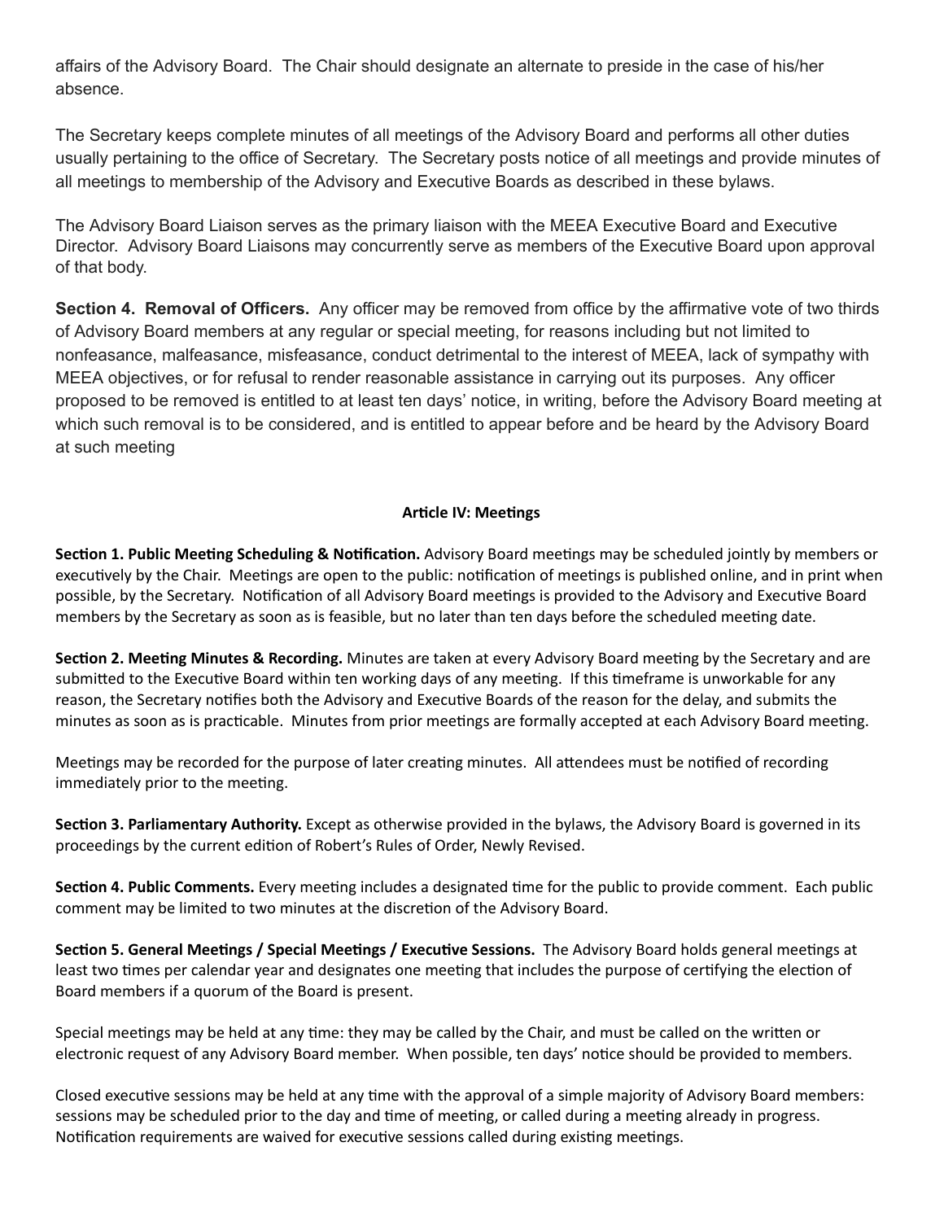affairs of the Advisory Board. The Chair should designate an alternate to preside in the case of his/her absence.

The Secretary keeps complete minutes of all meetings of the Advisory Board and performs all other duties usually pertaining to the office of Secretary. The Secretary posts notice of all meetings and provide minutes of all meetings to membership of the Advisory and Executive Boards as described in these bylaws.

The Advisory Board Liaison serves as the primary liaison with the MEEA Executive Board and Executive Director. Advisory Board Liaisons may concurrently serve as members of the Executive Board upon approval of that body.

**Section 4. Removal of Officers.** Any officer may be removed from office by the affirmative vote of two thirds of Advisory Board members at any regular or special meeting, for reasons including but not limited to nonfeasance, malfeasance, misfeasance, conduct detrimental to the interest of MEEA, lack of sympathy with MEEA objectives, or for refusal to render reasonable assistance in carrying out its purposes. Any officer proposed to be removed is entitled to at least ten days' notice, in writing, before the Advisory Board meeting at which such removal is to be considered, and is entitled to appear before and be heard by the Advisory Board at such meeting

## Article IV: Meetings

**Section 1. Public Meeting Scheduling & Notification.** Advisory Board meetings may be scheduled jointly by members or executively by the Chair. Meetings are open to the public: notification of meetings is published online, and in print when possible, by the Secretary. Notification of all Advisory Board meetings is provided to the Advisory and Executive Board members by the Secretary as soon as is feasible, but no later than ten days before the scheduled meeting date.

**Section 2. Meeting Minutes & Recording.** Minutes are taken at every Advisory Board meeting by the Secretary and are submitted to the Executive Board within ten working days of any meeting. If this timeframe is unworkable for any reason, the Secretary notifies both the Advisory and Executive Boards of the reason for the delay, and submits the minutes as soon as is practicable. Minutes from prior meetings are formally accepted at each Advisory Board meeting.

Meetings may be recorded for the purpose of later creating minutes. All attendees must be notified of recording immediately prior to the meeting.

**Section 3. Parliamentary Authority.** Except as otherwise provided in the bylaws, the Advisory Board is governed in its proceedings by the current edition of Robert's Rules of Order, Newly Revised.

**Section 4. Public Comments.** Every meeting includes a designated time for the public to provide comment. Each public comment may be limited to two minutes at the discretion of the Advisory Board.

**Section 5. General Meetings / Special Meetings / Executive Sessions.** The Advisory Board holds general meetings at least two times per calendar year and designates one meeting that includes the purpose of certifying the election of Board members if a quorum of the Board is present.

Special meetings may be held at any time: they may be called by the Chair, and must be called on the written or electronic request of any Advisory Board member. When possible, ten days' notice should be provided to members.

Closed executive sessions may be held at any time with the approval of a simple majority of Advisory Board members: sessions may be scheduled prior to the day and time of meeting, or called during a meeting already in progress. Notification requirements are waived for executive sessions called during existing meetings.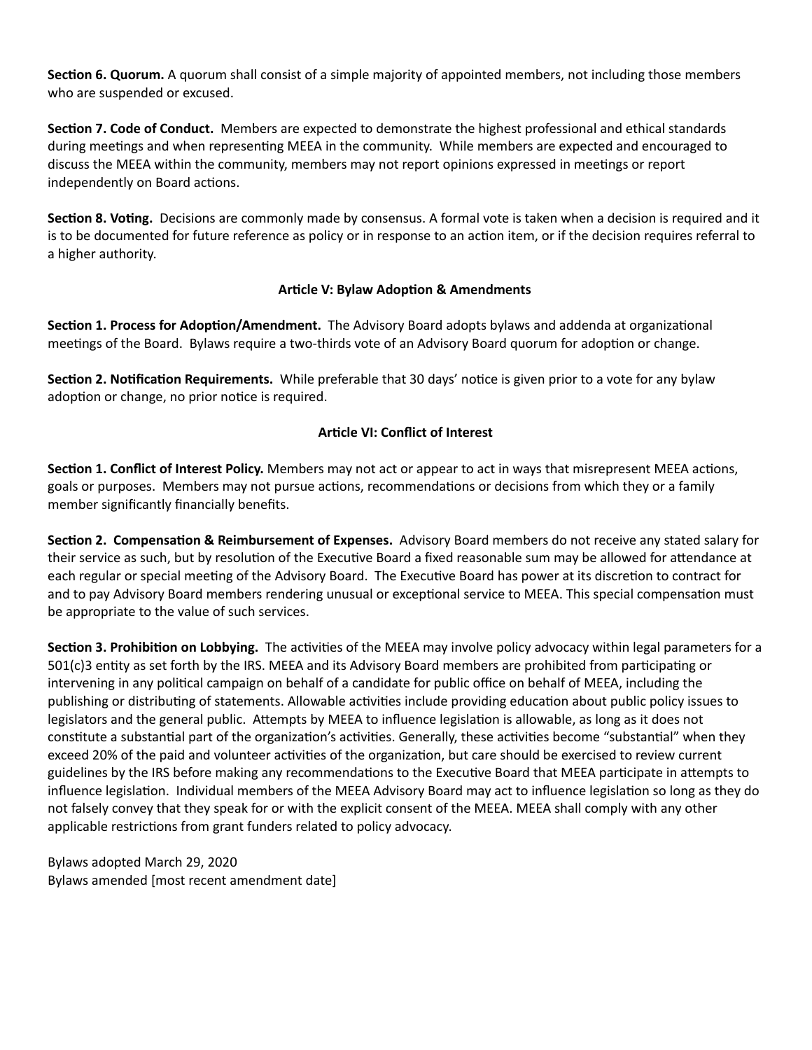**Section 6. Quorum.** A quorum shall consist of a simple majority of appointed members, not including those members who are suspended or excused.

**Section 7. Code of Conduct.** Members are expected to demonstrate the highest professional and ethical standards during meetings and when representing MEEA in the community. While members are expected and encouraged to discuss the MEEA within the community, members may not report opinions expressed in meetings or report independently on Board actions.

**Section 8. Voting.** Decisions are commonly made by consensus. A formal vote is taken when a decision is required and it is to be documented for future reference as policy or in response to an action item, or if the decision requires referral to a higher authority.

## Article V: Bylaw Adoption & Amendments

**Section 1. Process for Adoption/Amendment.** The Advisory Board adopts bylaws and addenda at organizational meetings of the Board. Bylaws require a two-thirds vote of an Advisory Board quorum for adoption or change.

**Section 2. Notification Requirements.** While preferable that 30 days' notice is given prior to a vote for any bylaw adoption or change, no prior notice is required.

## Article VI: Conflict of Interest

**Section 1. Conflict of Interest Policy.** Members may not act or appear to act in ways that misrepresent MEEA actions, goals or purposes. Members may not pursue actions, recommendations or decisions from which they or a family member significantly financially benefits.

**Section 2. Compensation & Reimbursement of Expenses.** Advisory Board members do not receive any stated salary for their service as such, but by resolution of the Executive Board a fixed reasonable sum may be allowed for attendance at each regular or special meeting of the Advisory Board. The Executive Board has power at its discretion to contract for and to pay Advisory Board members rendering unusual or exceptional service to MEEA. This special compensation must be appropriate to the value of such services.

**Section 3. Prohibition on Lobbying.** The activities of the MEEA may involve policy advocacy within legal parameters for a 501(c)3 entity as set forth by the IRS. MEEA and its Advisory Board members are prohibited from participating or intervening in any political campaign on behalf of a candidate for public office on behalf of MEEA, including the publishing or distributing of statements. Allowable activities include providing education about public policy issues to legislators and the general public. Attempts by MEEA to influence legislation is allowable, as long as it does not constitute a substantial part of the organization's activities. Generally, these activities become "substantial" when they exceed 20% of the paid and volunteer activities of the organization, but care should be exercised to review current guidelines by the IRS before making any recommendations to the Executive Board that MEEA participate in attempts to influence legislation. Individual members of the MEEA Advisory Board may act to influence legislation so long as they do not falsely convey that they speak for or with the explicit consent of the MEEA. MEEA shall comply with any other applicable restrictions from grant funders related to policy advocacy.

Bylaws adopted March 29, 2020
Bylaws amended [most recent amendment date]